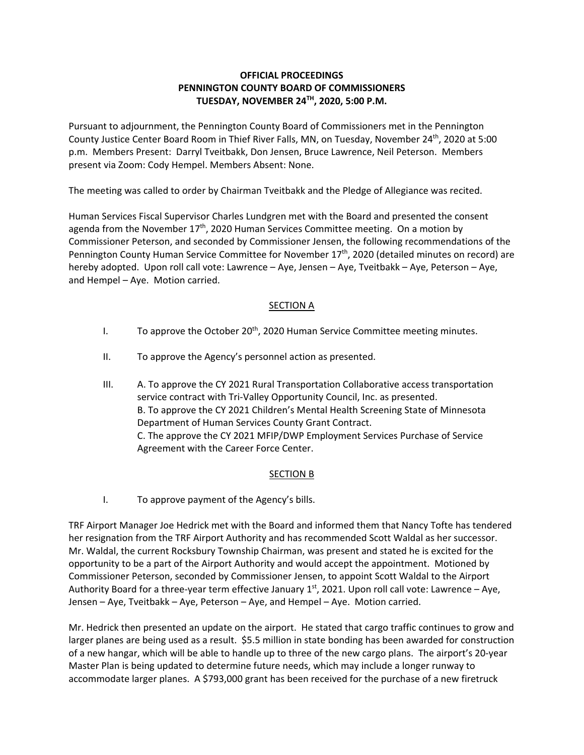**OFFICIAL PROCEEDINGS**
**PENNINGTON COUNTY BOARD OF COMMISSIONERS**
**TUESDAY, NOVEMBER 24TH, 2020, 5:00 P.M.**

Pursuant to adjournment, the Pennington County Board of Commissioners met in the Pennington County Justice Center Board Room in Thief River Falls, MN, on Tuesday, November 24th, 2020 at 5:00 p.m. Members Present: Darryl Tveitbakk, Don Jensen, Bruce Lawrence, Neil Peterson. Members present via Zoom: Cody Hempel. Members Absent: None.

The meeting was called to order by Chairman Tveitbakk and the Pledge of Allegiance was recited.

Human Services Fiscal Supervisor Charles Lundgren met with the Board and presented the consent agenda from the November 17th, 2020 Human Services Committee meeting. On a motion by Commissioner Peterson, and seconded by Commissioner Jensen, the following recommendations of the Pennington County Human Service Committee for November 17th, 2020 (detailed minutes on record) are hereby adopted. Upon roll call vote: Lawrence – Aye, Jensen – Aye, Tveitbakk – Aye, Peterson – Aye, and Hempel – Aye. Motion carried.

## SECTION A

I. To approve the October 20th, 2020 Human Service Committee meeting minutes.

II. To approve the Agency's personnel action as presented.

III. A. To approve the CY 2021 Rural Transportation Collaborative access transportation service contract with Tri-Valley Opportunity Council, Inc. as presented.
B. To approve the CY 2021 Children's Mental Health Screening State of Minnesota Department of Human Services County Grant Contract.
C. The approve the CY 2021 MFIP/DWP Employment Services Purchase of Service Agreement with the Career Force Center.

## SECTION B

I. To approve payment of the Agency's bills.

TRF Airport Manager Joe Hedrick met with the Board and informed them that Nancy Tofte has tendered her resignation from the TRF Airport Authority and has recommended Scott Waldal as her successor. Mr. Waldal, the current Rocksbury Township Chairman, was present and stated he is excited for the opportunity to be a part of the Airport Authority and would accept the appointment. Motioned by Commissioner Peterson, seconded by Commissioner Jensen, to appoint Scott Waldal to the Airport Authority Board for a three-year term effective January 1st, 2021. Upon roll call vote: Lawrence – Aye, Jensen – Aye, Tveitbakk – Aye, Peterson – Aye, and Hempel – Aye. Motion carried.

Mr. Hedrick then presented an update on the airport. He stated that cargo traffic continues to grow and larger planes are being used as a result. $5.5 million in state bonding has been awarded for construction of a new hangar, which will be able to handle up to three of the new cargo plans. The airport's 20-year Master Plan is being updated to determine future needs, which may include a longer runway to accommodate larger planes. A $793,000 grant has been received for the purchase of a new firetruck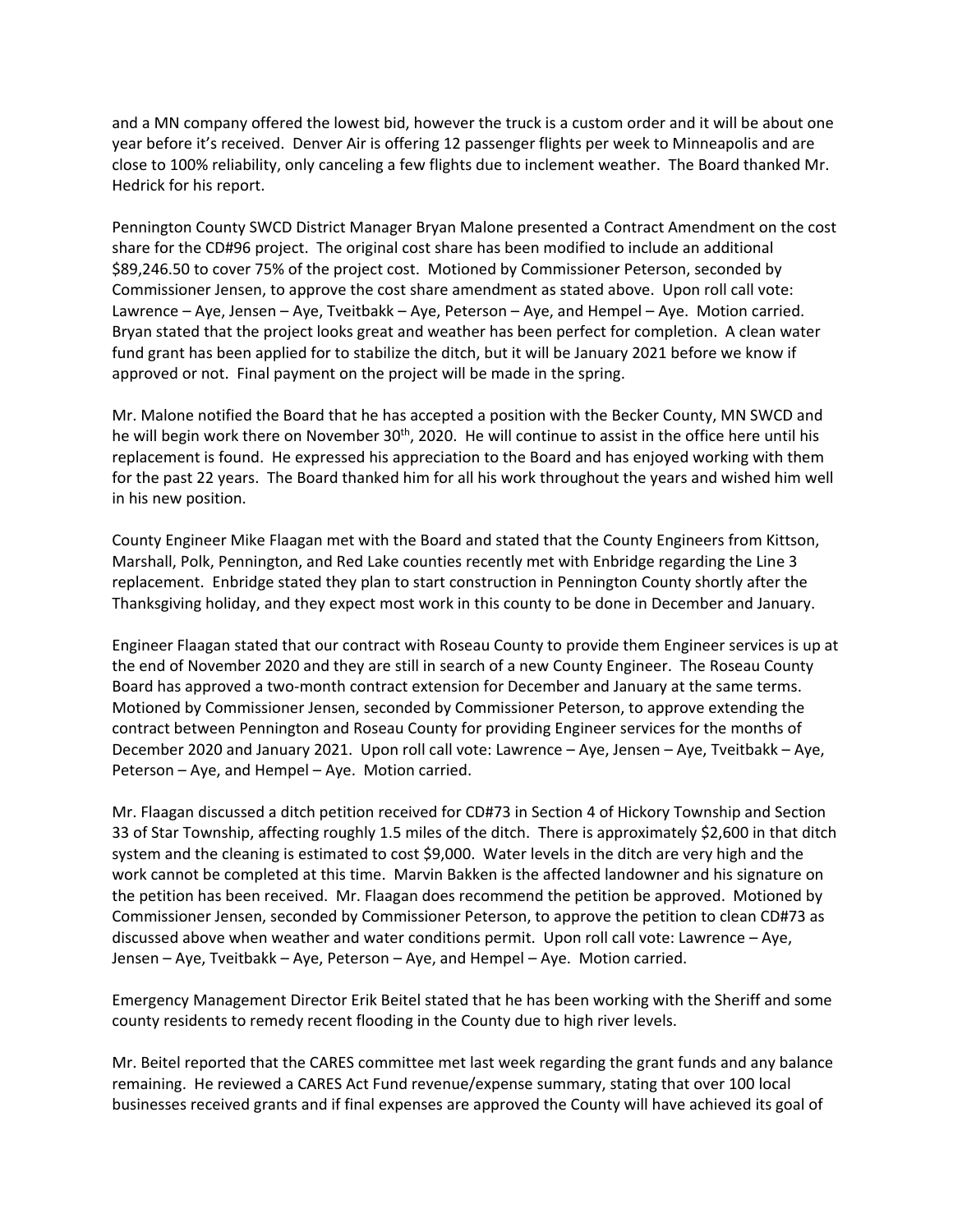and a MN company offered the lowest bid, however the truck is a custom order and it will be about one year before it's received. Denver Air is offering 12 passenger flights per week to Minneapolis and are close to 100% reliability, only canceling a few flights due to inclement weather. The Board thanked Mr. Hedrick for his report.

Pennington County SWCD District Manager Bryan Malone presented a Contract Amendment on the cost share for the CD#96 project. The original cost share has been modified to include an additional $89,246.50 to cover 75% of the project cost. Motioned by Commissioner Peterson, seconded by Commissioner Jensen, to approve the cost share amendment as stated above. Upon roll call vote: Lawrence – Aye, Jensen – Aye, Tveitbakk – Aye, Peterson – Aye, and Hempel – Aye. Motion carried. Bryan stated that the project looks great and weather has been perfect for completion. A clean water fund grant has been applied for to stabilize the ditch, but it will be January 2021 before we know if approved or not. Final payment on the project will be made in the spring.

Mr. Malone notified the Board that he has accepted a position with the Becker County, MN SWCD and he will begin work there on November 30th, 2020. He will continue to assist in the office here until his replacement is found. He expressed his appreciation to the Board and has enjoyed working with them for the past 22 years. The Board thanked him for all his work throughout the years and wished him well in his new position.

County Engineer Mike Flaagan met with the Board and stated that the County Engineers from Kittson, Marshall, Polk, Pennington, and Red Lake counties recently met with Enbridge regarding the Line 3 replacement. Enbridge stated they plan to start construction in Pennington County shortly after the Thanksgiving holiday, and they expect most work in this county to be done in December and January.

Engineer Flaagan stated that our contract with Roseau County to provide them Engineer services is up at the end of November 2020 and they are still in search of a new County Engineer. The Roseau County Board has approved a two-month contract extension for December and January at the same terms. Motioned by Commissioner Jensen, seconded by Commissioner Peterson, to approve extending the contract between Pennington and Roseau County for providing Engineer services for the months of December 2020 and January 2021. Upon roll call vote: Lawrence – Aye, Jensen – Aye, Tveitbakk – Aye, Peterson – Aye, and Hempel – Aye. Motion carried.

Mr. Flaagan discussed a ditch petition received for CD#73 in Section 4 of Hickory Township and Section 33 of Star Township, affecting roughly 1.5 miles of the ditch. There is approximately $2,600 in that ditch system and the cleaning is estimated to cost $9,000. Water levels in the ditch are very high and the work cannot be completed at this time. Marvin Bakken is the affected landowner and his signature on the petition has been received. Mr. Flaagan does recommend the petition be approved. Motioned by Commissioner Jensen, seconded by Commissioner Peterson, to approve the petition to clean CD#73 as discussed above when weather and water conditions permit. Upon roll call vote: Lawrence – Aye, Jensen – Aye, Tveitbakk – Aye, Peterson – Aye, and Hempel – Aye. Motion carried.

Emergency Management Director Erik Beitel stated that he has been working with the Sheriff and some county residents to remedy recent flooding in the County due to high river levels.

Mr. Beitel reported that the CARES committee met last week regarding the grant funds and any balance remaining. He reviewed a CARES Act Fund revenue/expense summary, stating that over 100 local businesses received grants and if final expenses are approved the County will have achieved its goal of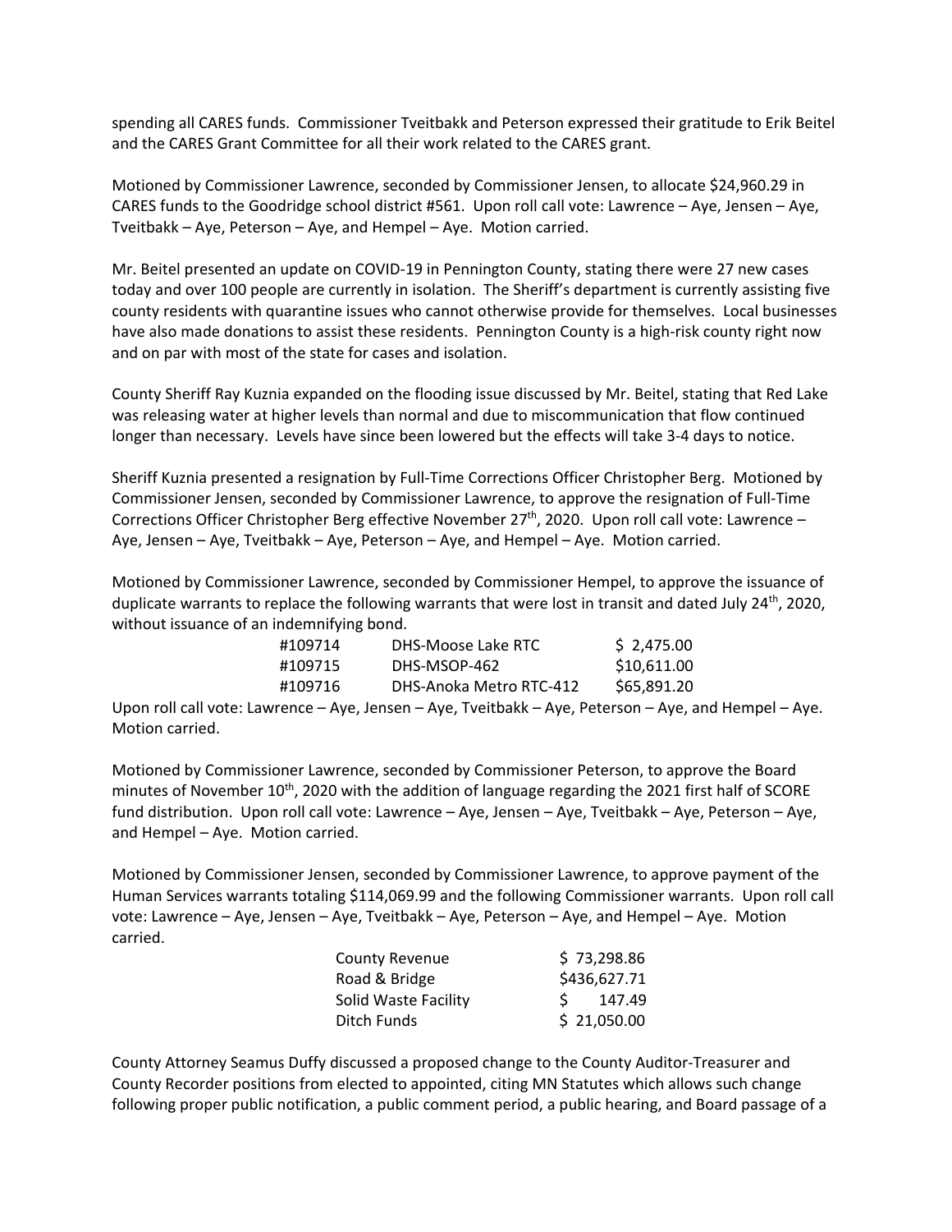spending all CARES funds. Commissioner Tveitbakk and Peterson expressed their gratitude to Erik Beitel and the CARES Grant Committee for all their work related to the CARES grant.

Motioned by Commissioner Lawrence, seconded by Commissioner Jensen, to allocate $24,960.29 in CARES funds to the Goodridge school district #561. Upon roll call vote: Lawrence – Aye, Jensen – Aye, Tveitbakk – Aye, Peterson – Aye, and Hempel – Aye. Motion carried.

Mr. Beitel presented an update on COVID-19 in Pennington County, stating there were 27 new cases today and over 100 people are currently in isolation. The Sheriff's department is currently assisting five county residents with quarantine issues who cannot otherwise provide for themselves. Local businesses have also made donations to assist these residents. Pennington County is a high-risk county right now and on par with most of the state for cases and isolation.

County Sheriff Ray Kuznia expanded on the flooding issue discussed by Mr. Beitel, stating that Red Lake was releasing water at higher levels than normal and due to miscommunication that flow continued longer than necessary. Levels have since been lowered but the effects will take 3-4 days to notice.

Sheriff Kuznia presented a resignation by Full-Time Corrections Officer Christopher Berg. Motioned by Commissioner Jensen, seconded by Commissioner Lawrence, to approve the resignation of Full-Time Corrections Officer Christopher Berg effective November 27th, 2020. Upon roll call vote: Lawrence – Aye, Jensen – Aye, Tveitbakk – Aye, Peterson – Aye, and Hempel – Aye. Motion carried.

Motioned by Commissioner Lawrence, seconded by Commissioner Hempel, to approve the issuance of duplicate warrants to replace the following warrants that were lost in transit and dated July 24th, 2020, without issuance of an indemnifying bond.

| | | |
|---|---|---|
| #109714 | DHS-Moose Lake RTC | $ 2,475.00 |
| #109715 | DHS-MSOP-462 | $10,611.00 |
| #109716 | DHS-Anoka Metro RTC-412 | $65,891.20 |

Upon roll call vote: Lawrence – Aye, Jensen – Aye, Tveitbakk – Aye, Peterson – Aye, and Hempel – Aye. Motion carried.

Motioned by Commissioner Lawrence, seconded by Commissioner Peterson, to approve the Board minutes of November 10th, 2020 with the addition of language regarding the 2021 first half of SCORE fund distribution. Upon roll call vote: Lawrence – Aye, Jensen – Aye, Tveitbakk – Aye, Peterson – Aye, and Hempel – Aye. Motion carried.

Motioned by Commissioner Jensen, seconded by Commissioner Lawrence, to approve payment of the Human Services warrants totaling $114,069.99 and the following Commissioner warrants. Upon roll call vote: Lawrence – Aye, Jensen – Aye, Tveitbakk – Aye, Peterson – Aye, and Hempel – Aye. Motion carried.

| | |
|---|---|
| County Revenue | $ 73,298.86 |
| Road & Bridge | $436,627.71 |
| Solid Waste Facility | $ 147.49 |
| Ditch Funds | $ 21,050.00 |

County Attorney Seamus Duffy discussed a proposed change to the County Auditor-Treasurer and County Recorder positions from elected to appointed, citing MN Statutes which allows such change following proper public notification, a public comment period, a public hearing, and Board passage of a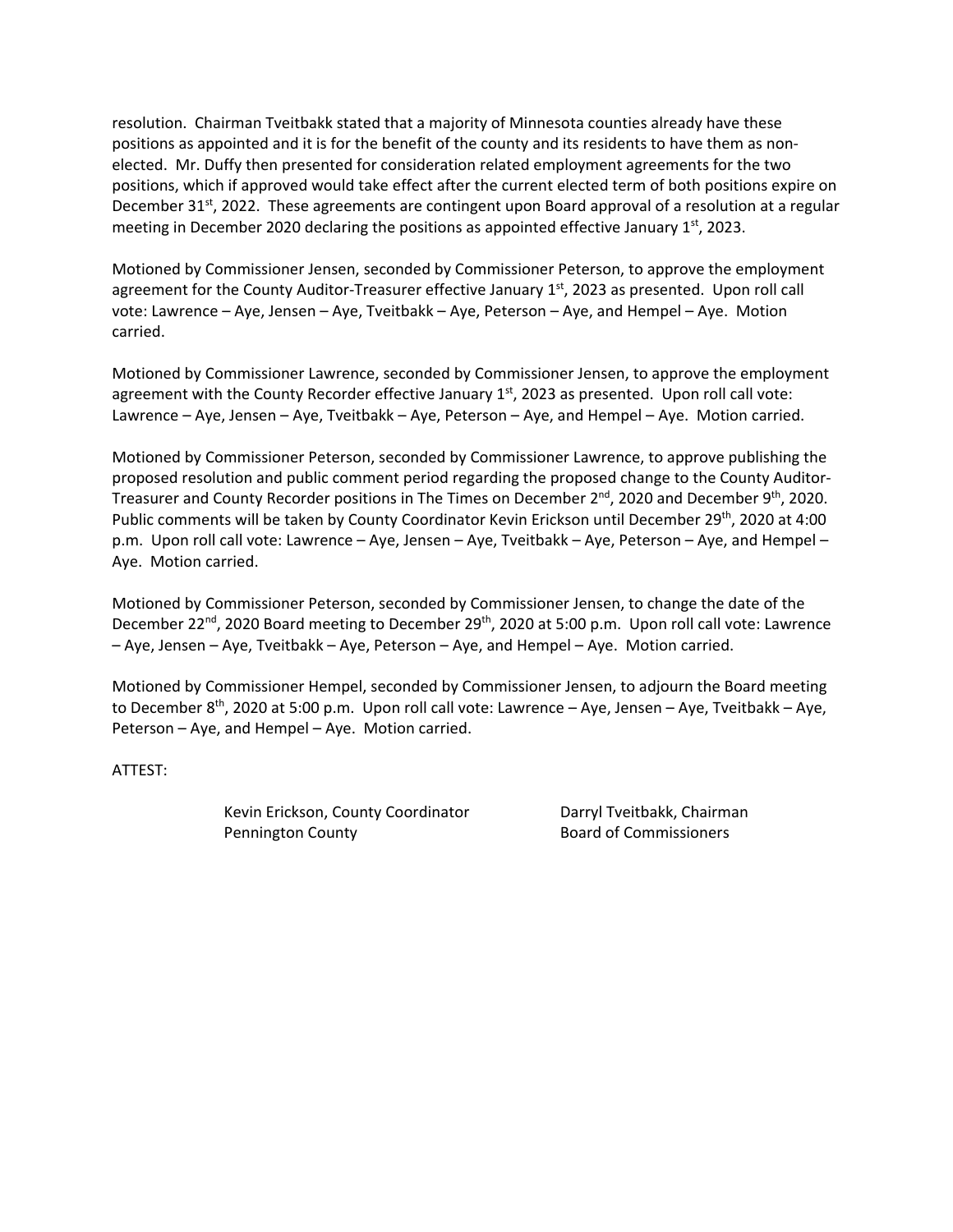resolution. Chairman Tveitbakk stated that a majority of Minnesota counties already have these positions as appointed and it is for the benefit of the county and its residents to have them as non-elected. Mr. Duffy then presented for consideration related employment agreements for the two positions, which if approved would take effect after the current elected term of both positions expire on December 31st, 2022. These agreements are contingent upon Board approval of a resolution at a regular meeting in December 2020 declaring the positions as appointed effective January 1st, 2023.

Motioned by Commissioner Jensen, seconded by Commissioner Peterson, to approve the employment agreement for the County Auditor-Treasurer effective January 1st, 2023 as presented. Upon roll call vote: Lawrence – Aye, Jensen – Aye, Tveitbakk – Aye, Peterson – Aye, and Hempel – Aye. Motion carried.

Motioned by Commissioner Lawrence, seconded by Commissioner Jensen, to approve the employment agreement with the County Recorder effective January 1st, 2023 as presented. Upon roll call vote: Lawrence – Aye, Jensen – Aye, Tveitbakk – Aye, Peterson – Aye, and Hempel – Aye. Motion carried.

Motioned by Commissioner Peterson, seconded by Commissioner Lawrence, to approve publishing the proposed resolution and public comment period regarding the proposed change to the County Auditor-Treasurer and County Recorder positions in The Times on December 2nd, 2020 and December 9th, 2020. Public comments will be taken by County Coordinator Kevin Erickson until December 29th, 2020 at 4:00 p.m. Upon roll call vote: Lawrence – Aye, Jensen – Aye, Tveitbakk – Aye, Peterson – Aye, and Hempel – Aye. Motion carried.

Motioned by Commissioner Peterson, seconded by Commissioner Jensen, to change the date of the December 22nd, 2020 Board meeting to December 29th, 2020 at 5:00 p.m. Upon roll call vote: Lawrence – Aye, Jensen – Aye, Tveitbakk – Aye, Peterson – Aye, and Hempel – Aye. Motion carried.

Motioned by Commissioner Hempel, seconded by Commissioner Jensen, to adjourn the Board meeting to December 8th, 2020 at 5:00 p.m. Upon roll call vote: Lawrence – Aye, Jensen – Aye, Tveitbakk – Aye, Peterson – Aye, and Hempel – Aye. Motion carried.

ATTEST:

Kevin Erickson, County Coordinator
Pennington County

Darryl Tveitbakk, Chairman
Board of Commissioners